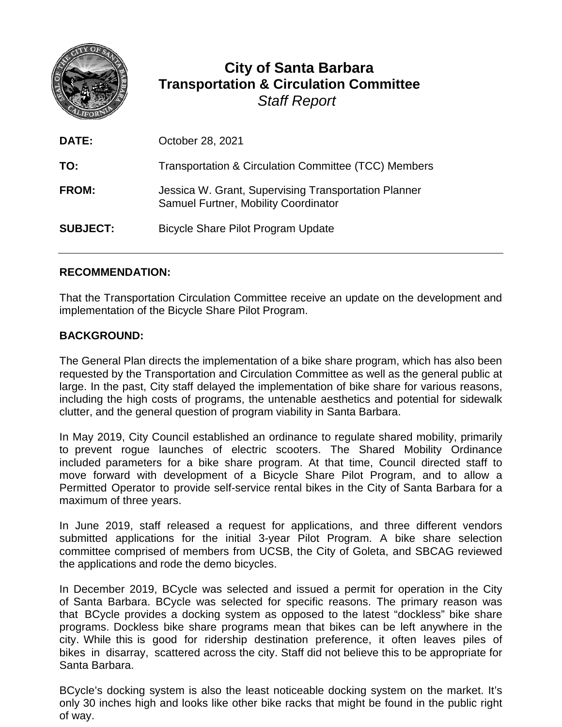# City of Santa Barbara
## Transportation & Circulation Committee
*Staff Report*

**DATE:** October 28, 2021

**TO:** Transportation & Circulation Committee (TCC) Members

**FROM:** Jessica W. Grant, Supervising Transportation Planner
Samuel Furtner, Mobility Coordinator

**SUBJECT:** Bicycle Share Pilot Program Update

---

**RECOMMENDATION:**

That the Transportation Circulation Committee receive an update on the development and implementation of the Bicycle Share Pilot Program.

**BACKGROUND:**

The General Plan directs the implementation of a bike share program, which has also been requested by the Transportation and Circulation Committee as well as the general public at large. In the past, City staff delayed the implementation of bike share for various reasons, including the high costs of programs, the untenable aesthetics and potential for sidewalk clutter, and the general question of program viability in Santa Barbara.

In May 2019, City Council established an ordinance to regulate shared mobility, primarily to prevent rogue launches of electric scooters. The Shared Mobility Ordinance included parameters for a bike share program. At that time, Council directed staff to move forward with development of a Bicycle Share Pilot Program, and to allow a Permitted Operator to provide self-service rental bikes in the City of Santa Barbara for a maximum of three years.

In June 2019, staff released a request for applications, and three different vendors submitted applications for the initial 3-year Pilot Program. A bike share selection committee comprised of members from UCSB, the City of Goleta, and SBCAG reviewed the applications and rode the demo bicycles.

In December 2019, BCycle was selected and issued a permit for operation in the City of Santa Barbara. BCycle was selected for specific reasons. The primary reason was that BCycle provides a docking system as opposed to the latest "dockless" bike share programs. Dockless bike share programs mean that bikes can be left anywhere in the city. While this is good for ridership destination preference, it often leaves piles of bikes in disarray, scattered across the city. Staff did not believe this to be appropriate for Santa Barbara.

BCycle's docking system is also the least noticeable docking system on the market. It's only 30 inches high and looks like other bike racks that might be found in the public right of way.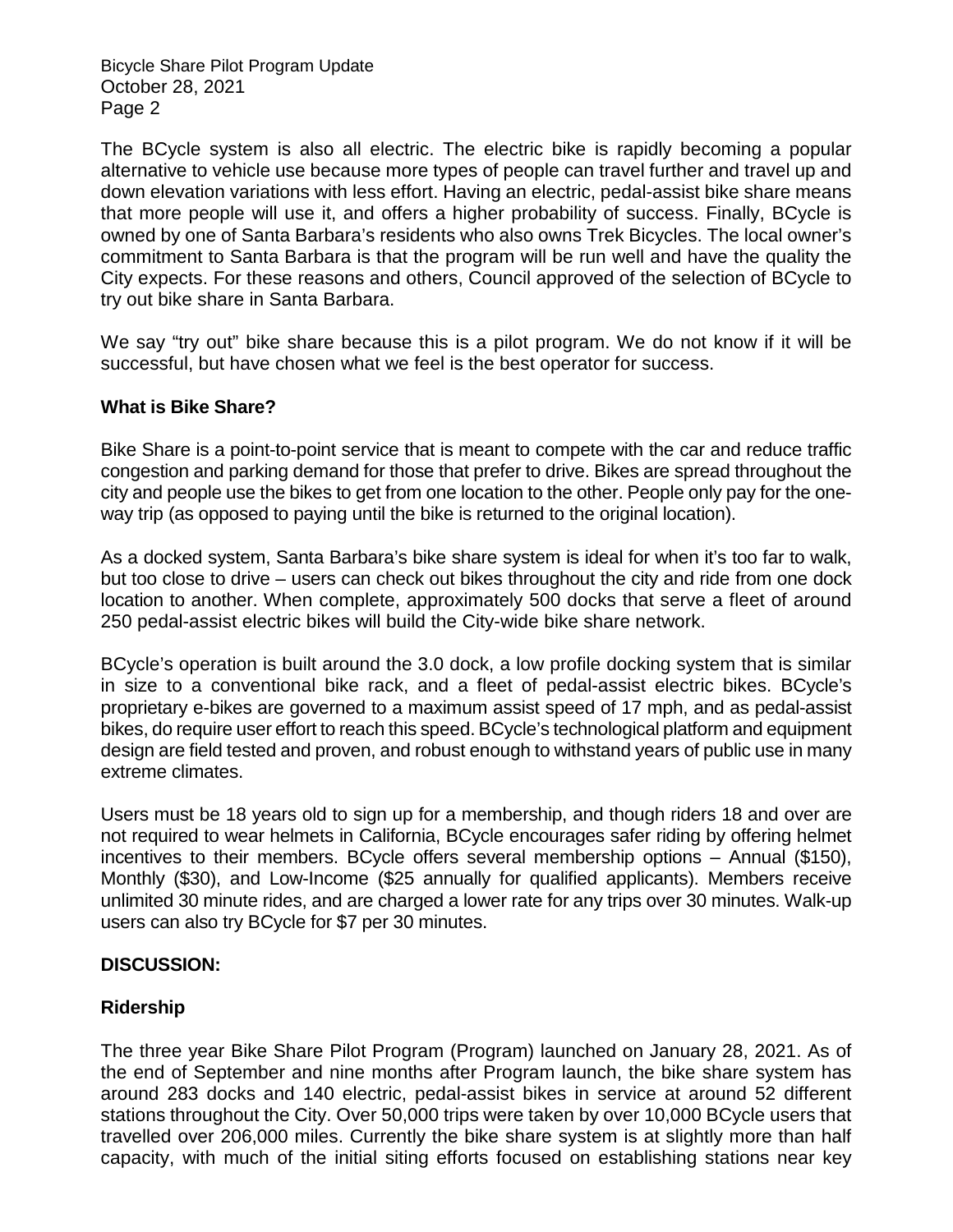The BCycle system is also all electric. The electric bike is rapidly becoming a popular alternative to vehicle use because more types of people can travel further and travel up and down elevation variations with less effort. Having an electric, pedal-assist bike share means that more people will use it, and offers a higher probability of success. Finally, BCycle is owned by one of Santa Barbara's residents who also owns Trek Bicycles. The local owner's commitment to Santa Barbara is that the program will be run well and have the quality the City expects. For these reasons and others, Council approved of the selection of BCycle to try out bike share in Santa Barbara.

We say "try out" bike share because this is a pilot program. We do not know if it will be successful, but have chosen what we feel is the best operator for success.

**What is Bike Share?**

Bike Share is a point-to-point service that is meant to compete with the car and reduce traffic congestion and parking demand for those that prefer to drive. Bikes are spread throughout the city and people use the bikes to get from one location to the other. People only pay for the one-way trip (as opposed to paying until the bike is returned to the original location).

As a docked system, Santa Barbara's bike share system is ideal for when it's too far to walk, but too close to drive – users can check out bikes throughout the city and ride from one dock location to another. When complete, approximately 500 docks that serve a fleet of around 250 pedal-assist electric bikes will build the City-wide bike share network.

BCycle's operation is built around the 3.0 dock, a low profile docking system that is similar in size to a conventional bike rack, and a fleet of pedal-assist electric bikes. BCycle's proprietary e-bikes are governed to a maximum assist speed of 17 mph, and as pedal-assist bikes, do require user effort to reach this speed. BCycle's technological platform and equipment design are field tested and proven, and robust enough to withstand years of public use in many extreme climates.

Users must be 18 years old to sign up for a membership, and though riders 18 and over are not required to wear helmets in California, BCycle encourages safer riding by offering helmet incentives to their members. BCycle offers several membership options – Annual ($150), Monthly ($30), and Low-Income ($25 annually for qualified applicants). Members receive unlimited 30 minute rides, and are charged a lower rate for any trips over 30 minutes. Walk-up users can also try BCycle for $7 per 30 minutes.

**DISCUSSION:**

**Ridership**

The three year Bike Share Pilot Program (Program) launched on January 28, 2021. As of the end of September and nine months after Program launch, the bike share system has around 283 docks and 140 electric, pedal-assist bikes in service at around 52 different stations throughout the City. Over 50,000 trips were taken by over 10,000 BCycle users that travelled over 206,000 miles. Currently the bike share system is at slightly more than half capacity, with much of the initial siting efforts focused on establishing stations near key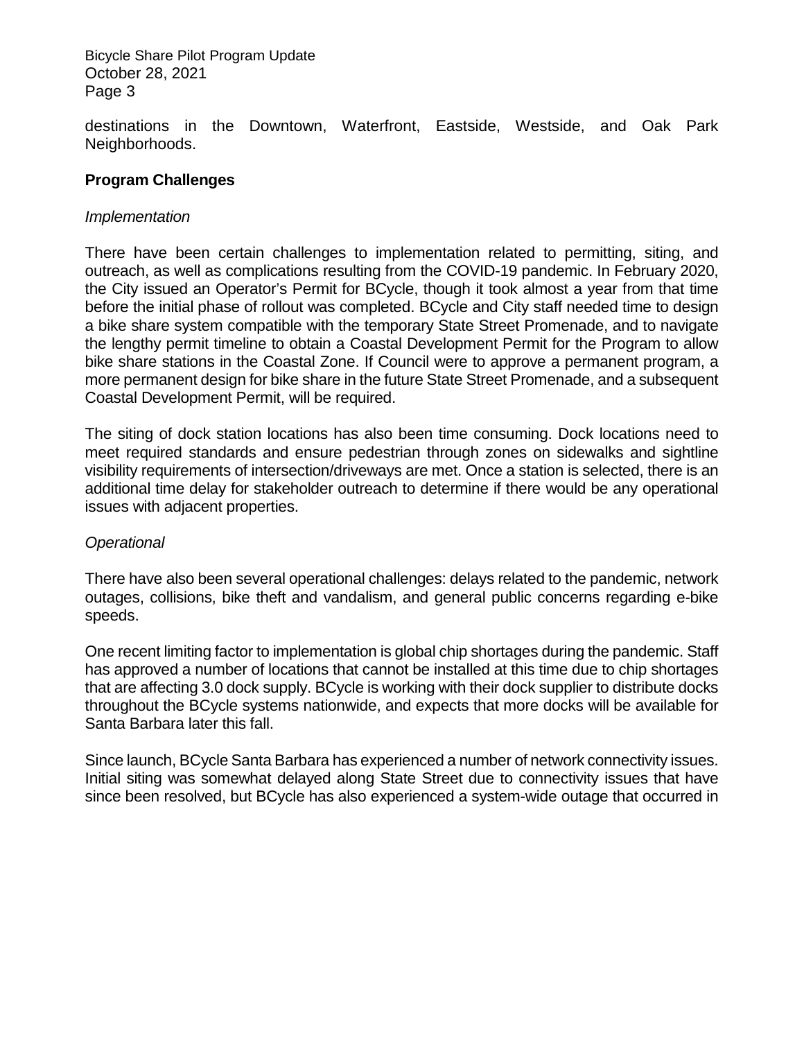destinations in the Downtown, Waterfront, Eastside, Westside, and Oak Park Neighborhoods.

**Program Challenges**

*Implementation*

There have been certain challenges to implementation related to permitting, siting, and outreach, as well as complications resulting from the COVID-19 pandemic. In February 2020, the City issued an Operator's Permit for BCycle, though it took almost a year from that time before the initial phase of rollout was completed. BCycle and City staff needed time to design a bike share system compatible with the temporary State Street Promenade, and to navigate the lengthy permit timeline to obtain a Coastal Development Permit for the Program to allow bike share stations in the Coastal Zone. If Council were to approve a permanent program, a more permanent design for bike share in the future State Street Promenade, and a subsequent Coastal Development Permit, will be required.

The siting of dock station locations has also been time consuming. Dock locations need to meet required standards and ensure pedestrian through zones on sidewalks and sightline visibility requirements of intersection/driveways are met. Once a station is selected, there is an additional time delay for stakeholder outreach to determine if there would be any operational issues with adjacent properties.

*Operational*

There have also been several operational challenges: delays related to the pandemic, network outages, collisions, bike theft and vandalism, and general public concerns regarding e-bike speeds.

One recent limiting factor to implementation is global chip shortages during the pandemic. Staff has approved a number of locations that cannot be installed at this time due to chip shortages that are affecting 3.0 dock supply. BCycle is working with their dock supplier to distribute docks throughout the BCycle systems nationwide, and expects that more docks will be available for Santa Barbara later this fall.

Since launch, BCycle Santa Barbara has experienced a number of network connectivity issues. Initial siting was somewhat delayed along State Street due to connectivity issues that have since been resolved, but BCycle has also experienced a system-wide outage that occurred in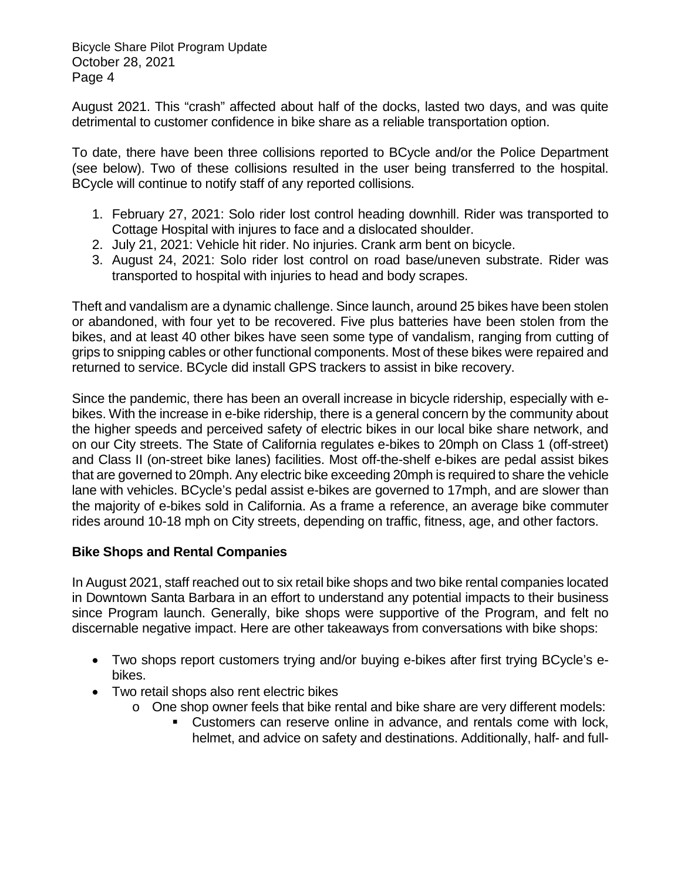August 2021. This "crash" affected about half of the docks, lasted two days, and was quite detrimental to customer confidence in bike share as a reliable transportation option.

To date, there have been three collisions reported to BCycle and/or the Police Department (see below). Two of these collisions resulted in the user being transferred to the hospital. BCycle will continue to notify staff of any reported collisions.

1. February 27, 2021: Solo rider lost control heading downhill. Rider was transported to Cottage Hospital with injures to face and a dislocated shoulder.
2. July 21, 2021: Vehicle hit rider. No injuries. Crank arm bent on bicycle.
3. August 24, 2021: Solo rider lost control on road base/uneven substrate. Rider was transported to hospital with injuries to head and body scrapes.

Theft and vandalism are a dynamic challenge. Since launch, around 25 bikes have been stolen or abandoned, with four yet to be recovered. Five plus batteries have been stolen from the bikes, and at least 40 other bikes have seen some type of vandalism, ranging from cutting of grips to snipping cables or other functional components. Most of these bikes were repaired and returned to service. BCycle did install GPS trackers to assist in bike recovery.

Since the pandemic, there has been an overall increase in bicycle ridership, especially with e-bikes. With the increase in e-bike ridership, there is a general concern by the community about the higher speeds and perceived safety of electric bikes in our local bike share network, and on our City streets. The State of California regulates e-bikes to 20mph on Class 1 (off-street) and Class II (on-street bike lanes) facilities. Most off-the-shelf e-bikes are pedal assist bikes that are governed to 20mph. Any electric bike exceeding 20mph is required to share the vehicle lane with vehicles. BCycle's pedal assist e-bikes are governed to 17mph, and are slower than the majority of e-bikes sold in California. As a frame a reference, an average bike commuter rides around 10-18 mph on City streets, depending on traffic, fitness, age, and other factors.

**Bike Shops and Rental Companies**

In August 2021, staff reached out to six retail bike shops and two bike rental companies located in Downtown Santa Barbara in an effort to understand any potential impacts to their business since Program launch. Generally, bike shops were supportive of the Program, and felt no discernable negative impact. Here are other takeaways from conversations with bike shops:

- Two shops report customers trying and/or buying e-bikes after first trying BCycle's e-bikes.
- Two retail shops also rent electric bikes
    - One shop owner feels that bike rental and bike share are very different models:
        - Customers can reserve online in advance, and rentals come with lock, helmet, and advice on safety and destinations. Additionally, half- and full-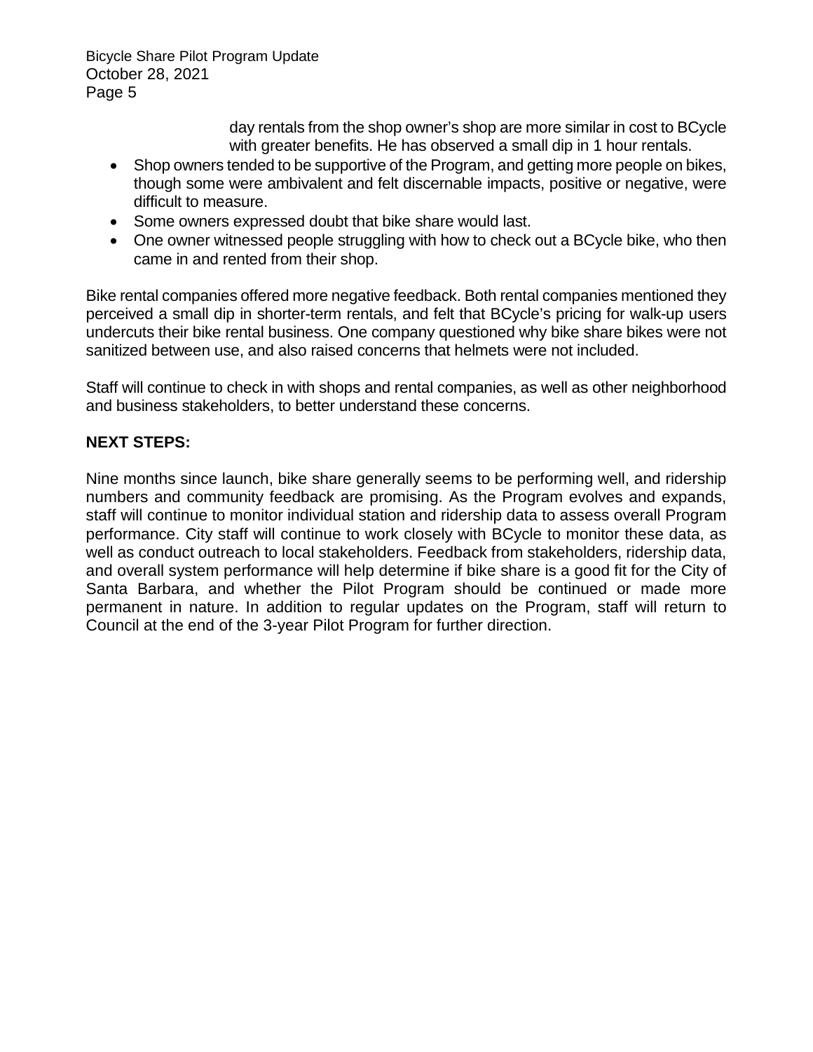day rentals from the shop owner's shop are more similar in cost to BCycle with greater benefits. He has observed a small dip in 1 hour rentals.

- Shop owners tended to be supportive of the Program, and getting more people on bikes, though some were ambivalent and felt discernable impacts, positive or negative, were difficult to measure.
- Some owners expressed doubt that bike share would last.
- One owner witnessed people struggling with how to check out a BCycle bike, who then came in and rented from their shop.

Bike rental companies offered more negative feedback. Both rental companies mentioned they perceived a small dip in shorter-term rentals, and felt that BCycle's pricing for walk-up users undercuts their bike rental business. One company questioned why bike share bikes were not sanitized between use, and also raised concerns that helmets were not included.

Staff will continue to check in with shops and rental companies, as well as other neighborhood and business stakeholders, to better understand these concerns.

**NEXT STEPS:**

Nine months since launch, bike share generally seems to be performing well, and ridership numbers and community feedback are promising. As the Program evolves and expands, staff will continue to monitor individual station and ridership data to assess overall Program performance. City staff will continue to work closely with BCycle to monitor these data, as well as conduct outreach to local stakeholders. Feedback from stakeholders, ridership data, and overall system performance will help determine if bike share is a good fit for the City of Santa Barbara, and whether the Pilot Program should be continued or made more permanent in nature. In addition to regular updates on the Program, staff will return to Council at the end of the 3-year Pilot Program for further direction.